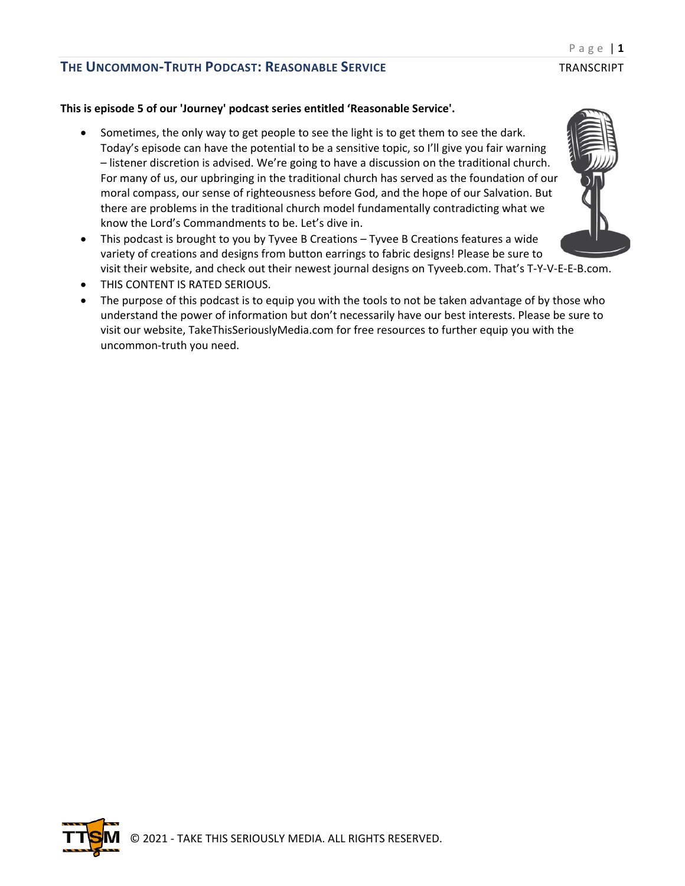**This is episode 5 of our 'Journey' podcast series entitled 'Reasonable Service'.**

- Sometimes, the only way to get people to see the light is to get them to see the dark. Today's episode can have the potential to be a sensitive topic, so I'll give you fair warning – listener discretion is advised. We're going to have a discussion on the traditional church. For many of us, our upbringing in the traditional church has served as the foundation of our moral compass, our sense of righteousness before God, and the hope of our Salvation. But there are problems in the traditional church model fundamentally contradicting what we know the Lord's Commandments to be. Let's dive in.
- This podcast is brought to you by Tyvee B Creations – Tyvee B Creations features a wide variety of creations and designs from button earrings to fabric designs! Please be sure to visit their website, and check out their newest journal designs on Tyveeb.com. That's T-Y-V-E-E-B.com.
- THIS CONTENT IS RATED SERIOUS.
- The purpose of this podcast is to equip you with the tools to not be taken advantage of by those who understand the power of information but don't necessarily have our best interests. Please be sure to visit our website, TakeThisSeriouslyMedia.com for free resources to further equip you with the uncommon-truth you need.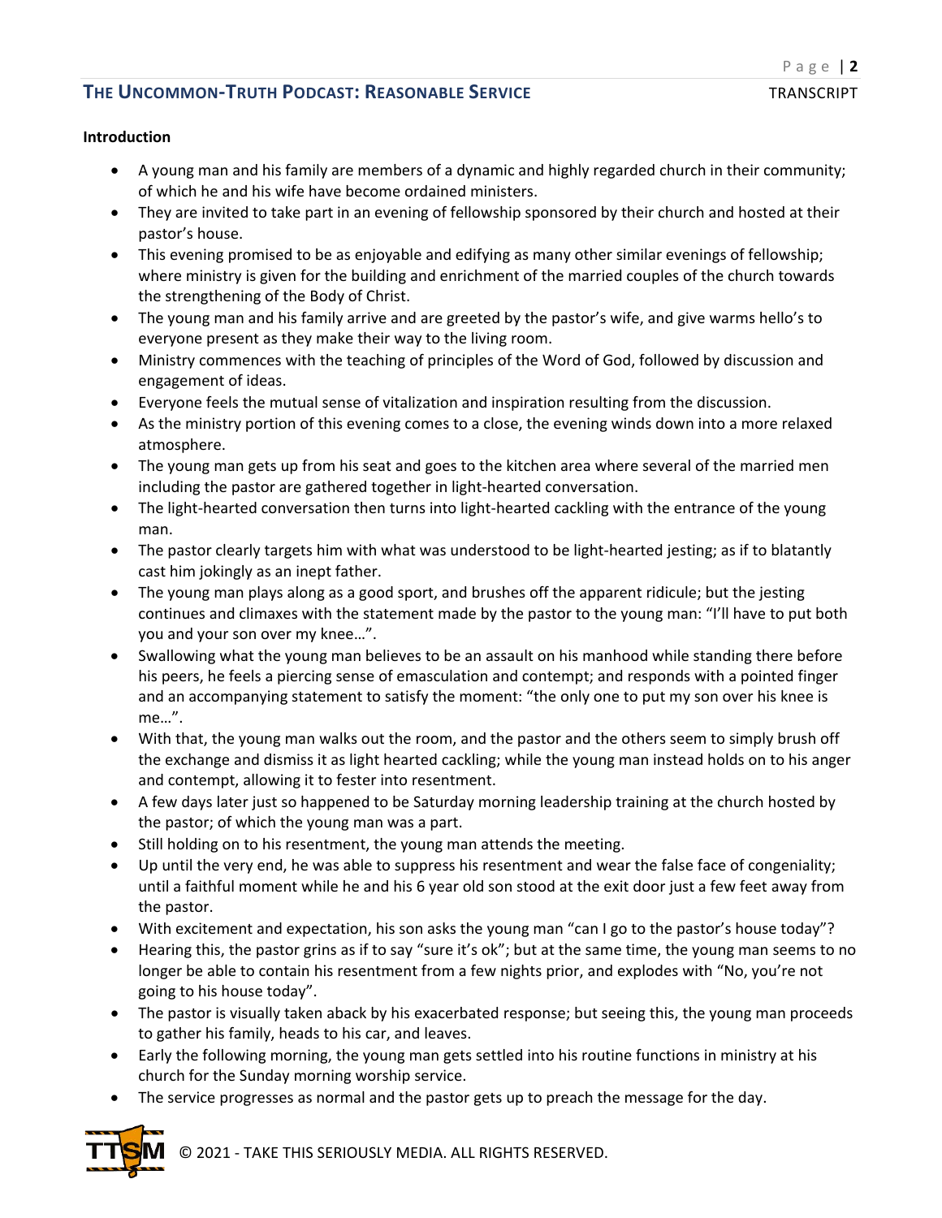**Introduction**

- A young man and his family are members of a dynamic and highly regarded church in their community; of which he and his wife have become ordained ministers.
- They are invited to take part in an evening of fellowship sponsored by their church and hosted at their pastor's house.
- This evening promised to be as enjoyable and edifying as many other similar evenings of fellowship; where ministry is given for the building and enrichment of the married couples of the church towards the strengthening of the Body of Christ.
- The young man and his family arrive and are greeted by the pastor's wife, and give warms hello's to everyone present as they make their way to the living room.
- Ministry commences with the teaching of principles of the Word of God, followed by discussion and engagement of ideas.
- Everyone feels the mutual sense of vitalization and inspiration resulting from the discussion.
- As the ministry portion of this evening comes to a close, the evening winds down into a more relaxed atmosphere.
- The young man gets up from his seat and goes to the kitchen area where several of the married men including the pastor are gathered together in light-hearted conversation.
- The light-hearted conversation then turns into light-hearted cackling with the entrance of the young man.
- The pastor clearly targets him with what was understood to be light-hearted jesting; as if to blatantly cast him jokingly as an inept father.
- The young man plays along as a good sport, and brushes off the apparent ridicule; but the jesting continues and climaxes with the statement made by the pastor to the young man: "I'll have to put both you and your son over my knee…".
- Swallowing what the young man believes to be an assault on his manhood while standing there before his peers, he feels a piercing sense of emasculation and contempt; and responds with a pointed finger and an accompanying statement to satisfy the moment: "the only one to put my son over his knee is me…".
- With that, the young man walks out the room, and the pastor and the others seem to simply brush off the exchange and dismiss it as light hearted cackling; while the young man instead holds on to his anger and contempt, allowing it to fester into resentment.
- A few days later just so happened to be Saturday morning leadership training at the church hosted by the pastor; of which the young man was a part.
- Still holding on to his resentment, the young man attends the meeting.
- Up until the very end, he was able to suppress his resentment and wear the false face of congeniality; until a faithful moment while he and his 6 year old son stood at the exit door just a few feet away from the pastor.
- With excitement and expectation, his son asks the young man "can I go to the pastor's house today"?
- Hearing this, the pastor grins as if to say "sure it's ok"; but at the same time, the young man seems to no longer be able to contain his resentment from a few nights prior, and explodes with "No, you're not going to his house today".
- The pastor is visually taken aback by his exacerbated response; but seeing this, the young man proceeds to gather his family, heads to his car, and leaves.
- Early the following morning, the young man gets settled into his routine functions in ministry at his church for the Sunday morning worship service.
- The service progresses as normal and the pastor gets up to preach the message for the day.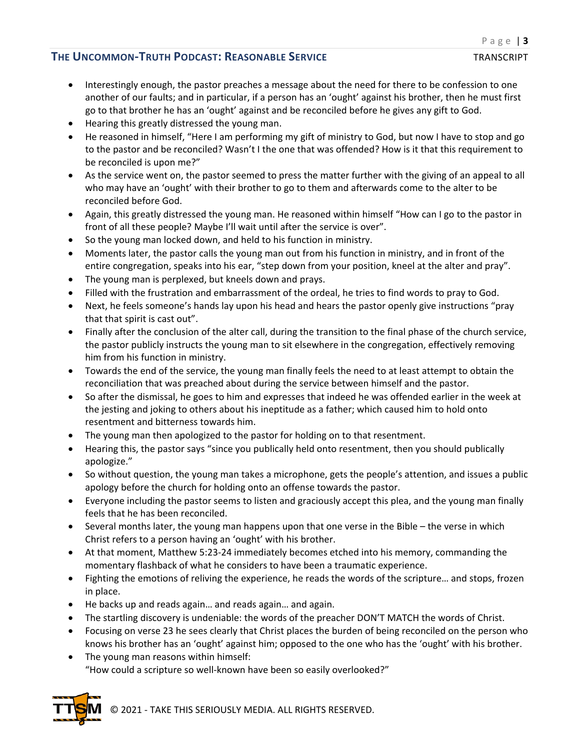- Interestingly enough, the pastor preaches a message about the need for there to be confession to one another of our faults; and in particular, if a person has an 'ought' against his brother, then he must first go to that brother he has an 'ought' against and be reconciled before he gives any gift to God.
- Hearing this greatly distressed the young man.
- He reasoned in himself, "Here I am performing my gift of ministry to God, but now I have to stop and go to the pastor and be reconciled? Wasn't I the one that was offended? How is it that this requirement to be reconciled is upon me?"
- As the service went on, the pastor seemed to press the matter further with the giving of an appeal to all who may have an 'ought' with their brother to go to them and afterwards come to the alter to be reconciled before God.
- Again, this greatly distressed the young man. He reasoned within himself "How can I go to the pastor in front of all these people? Maybe I'll wait until after the service is over".
- So the young man locked down, and held to his function in ministry.
- Moments later, the pastor calls the young man out from his function in ministry, and in front of the entire congregation, speaks into his ear, "step down from your position, kneel at the alter and pray".
- The young man is perplexed, but kneels down and prays.
- Filled with the frustration and embarrassment of the ordeal, he tries to find words to pray to God.
- Next, he feels someone's hands lay upon his head and hears the pastor openly give instructions "pray that that spirit is cast out".
- Finally after the conclusion of the alter call, during the transition to the final phase of the church service, the pastor publicly instructs the young man to sit elsewhere in the congregation, effectively removing him from his function in ministry.
- Towards the end of the service, the young man finally feels the need to at least attempt to obtain the reconciliation that was preached about during the service between himself and the pastor.
- So after the dismissal, he goes to him and expresses that indeed he was offended earlier in the week at the jesting and joking to others about his ineptitude as a father; which caused him to hold onto resentment and bitterness towards him.
- The young man then apologized to the pastor for holding on to that resentment.
- Hearing this, the pastor says "since you publically held onto resentment, then you should publically apologize."
- So without question, the young man takes a microphone, gets the people's attention, and issues a public apology before the church for holding onto an offense towards the pastor.
- Everyone including the pastor seems to listen and graciously accept this plea, and the young man finally feels that he has been reconciled.
- Several months later, the young man happens upon that one verse in the Bible – the verse in which Christ refers to a person having an 'ought' with his brother.
- At that moment, Matthew 5:23-24 immediately becomes etched into his memory, commanding the momentary flashback of what he considers to have been a traumatic experience.
- Fighting the emotions of reliving the experience, he reads the words of the scripture… and stops, frozen in place.
- He backs up and reads again… and reads again… and again.
- The startling discovery is undeniable: the words of the preacher DON'T MATCH the words of Christ.
- Focusing on verse 23 he sees clearly that Christ places the burden of being reconciled on the person who knows his brother has an 'ought' against him; opposed to the one who has the 'ought' with his brother.
- The young man reasons within himself:
  "How could a scripture so well-known have been so easily overlooked?"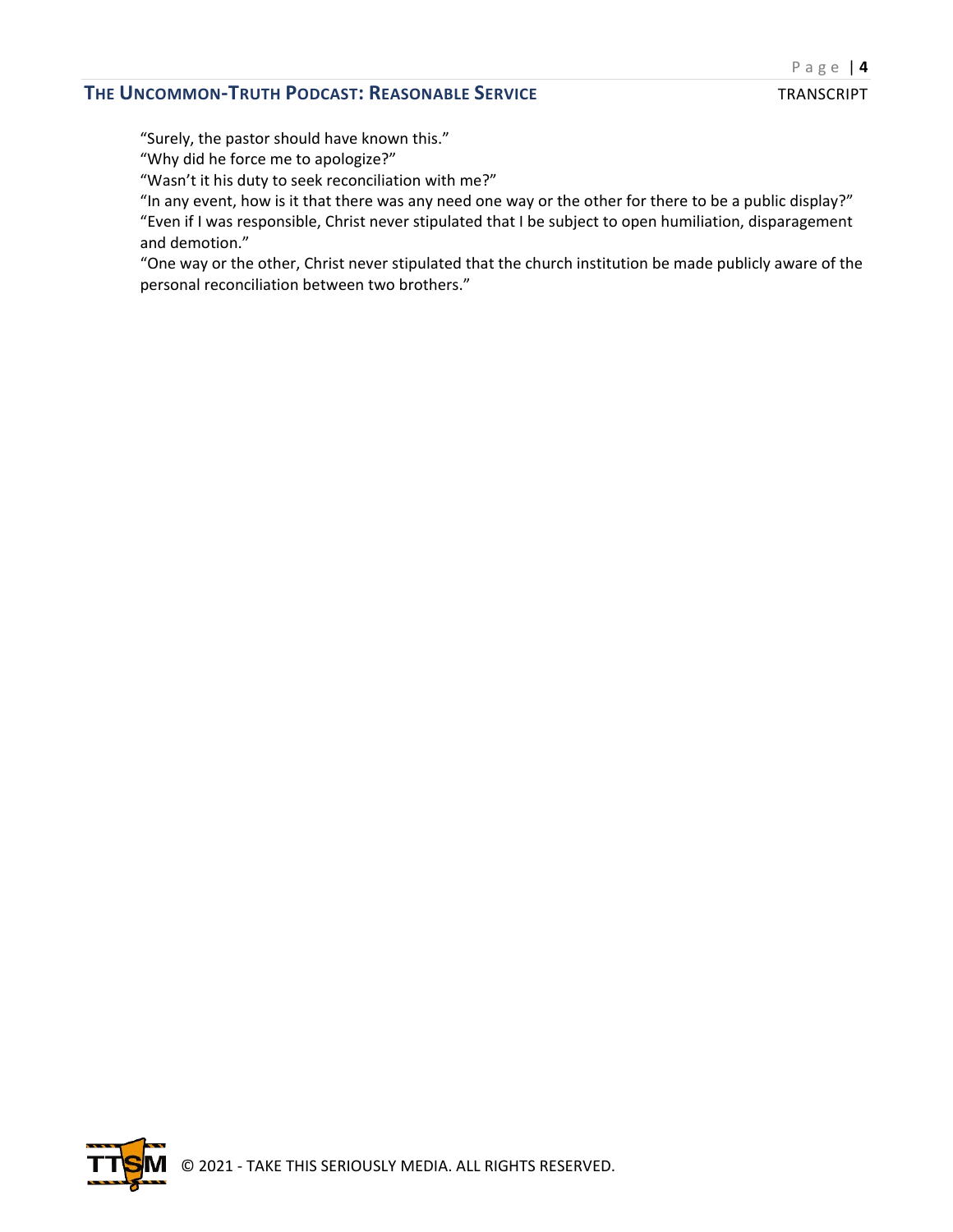"Surely, the pastor should have known this."
"Why did he force me to apologize?"
"Wasn't it his duty to seek reconciliation with me?"
"In any event, how is it that there was any need one way or the other for there to be a public display?"
"Even if I was responsible, Christ never stipulated that I be subject to open humiliation, disparagement and demotion."
"One way or the other, Christ never stipulated that the church institution be made publicly aware of the personal reconciliation between two brothers."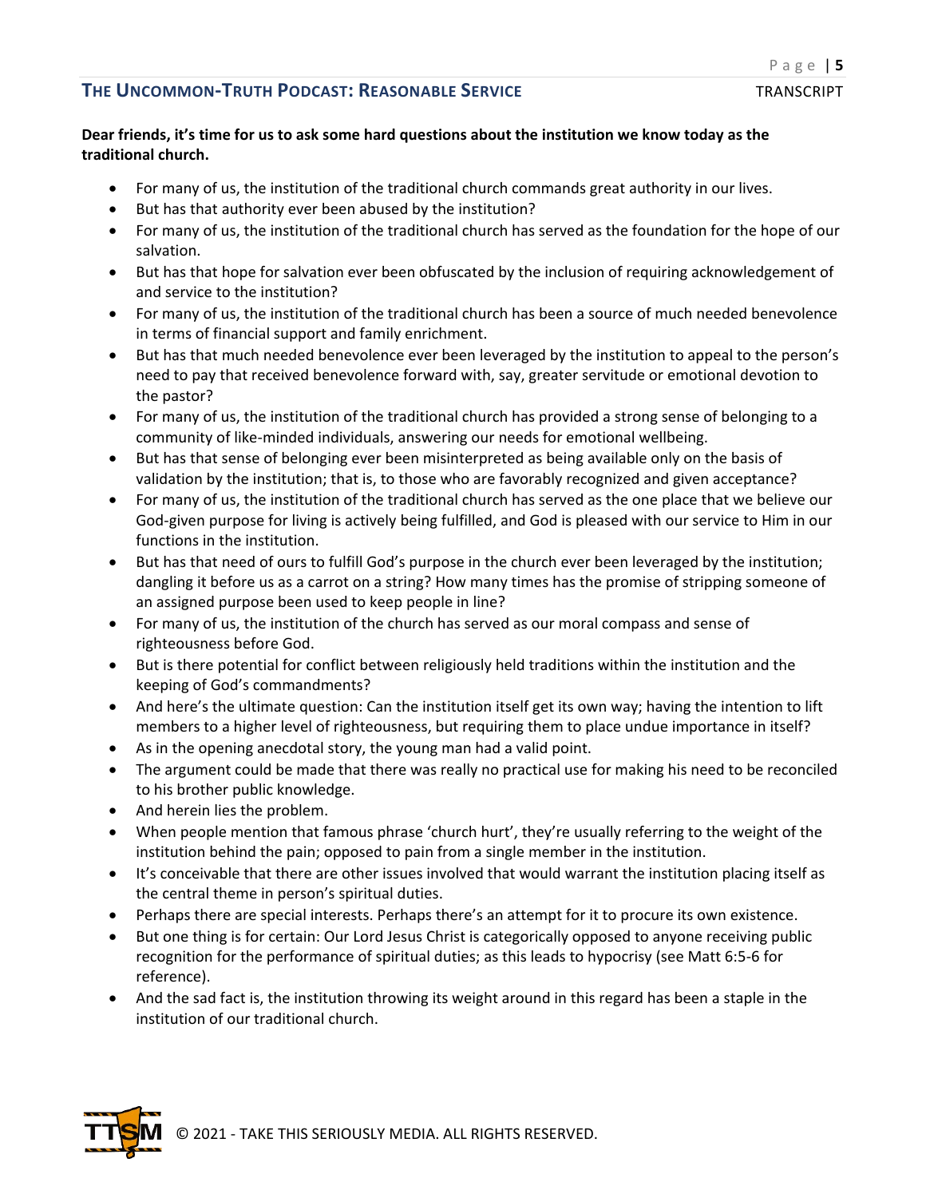**Dear friends, it's time for us to ask some hard questions about the institution we know today as the traditional church.**

- For many of us, the institution of the traditional church commands great authority in our lives.
- But has that authority ever been abused by the institution?
- For many of us, the institution of the traditional church has served as the foundation for the hope of our salvation.
- But has that hope for salvation ever been obfuscated by the inclusion of requiring acknowledgement of and service to the institution?
- For many of us, the institution of the traditional church has been a source of much needed benevolence in terms of financial support and family enrichment.
- But has that much needed benevolence ever been leveraged by the institution to appeal to the person's need to pay that received benevolence forward with, say, greater servitude or emotional devotion to the pastor?
- For many of us, the institution of the traditional church has provided a strong sense of belonging to a community of like-minded individuals, answering our needs for emotional wellbeing.
- But has that sense of belonging ever been misinterpreted as being available only on the basis of validation by the institution; that is, to those who are favorably recognized and given acceptance?
- For many of us, the institution of the traditional church has served as the one place that we believe our God-given purpose for living is actively being fulfilled, and God is pleased with our service to Him in our functions in the institution.
- But has that need of ours to fulfill God's purpose in the church ever been leveraged by the institution; dangling it before us as a carrot on a string? How many times has the promise of stripping someone of an assigned purpose been used to keep people in line?
- For many of us, the institution of the church has served as our moral compass and sense of righteousness before God.
- But is there potential for conflict between religiously held traditions within the institution and the keeping of God's commandments?
- And here's the ultimate question: Can the institution itself get its own way; having the intention to lift members to a higher level of righteousness, but requiring them to place undue importance in itself?
- As in the opening anecdotal story, the young man had a valid point.
- The argument could be made that there was really no practical use for making his need to be reconciled to his brother public knowledge.
- And herein lies the problem.
- When people mention that famous phrase 'church hurt', they're usually referring to the weight of the institution behind the pain; opposed to pain from a single member in the institution.
- It's conceivable that there are other issues involved that would warrant the institution placing itself as the central theme in person's spiritual duties.
- Perhaps there are special interests. Perhaps there's an attempt for it to procure its own existence.
- But one thing is for certain: Our Lord Jesus Christ is categorically opposed to anyone receiving public recognition for the performance of spiritual duties; as this leads to hypocrisy (see Matt 6:5-6 for reference).
- And the sad fact is, the institution throwing its weight around in this regard has been a staple in the institution of our traditional church.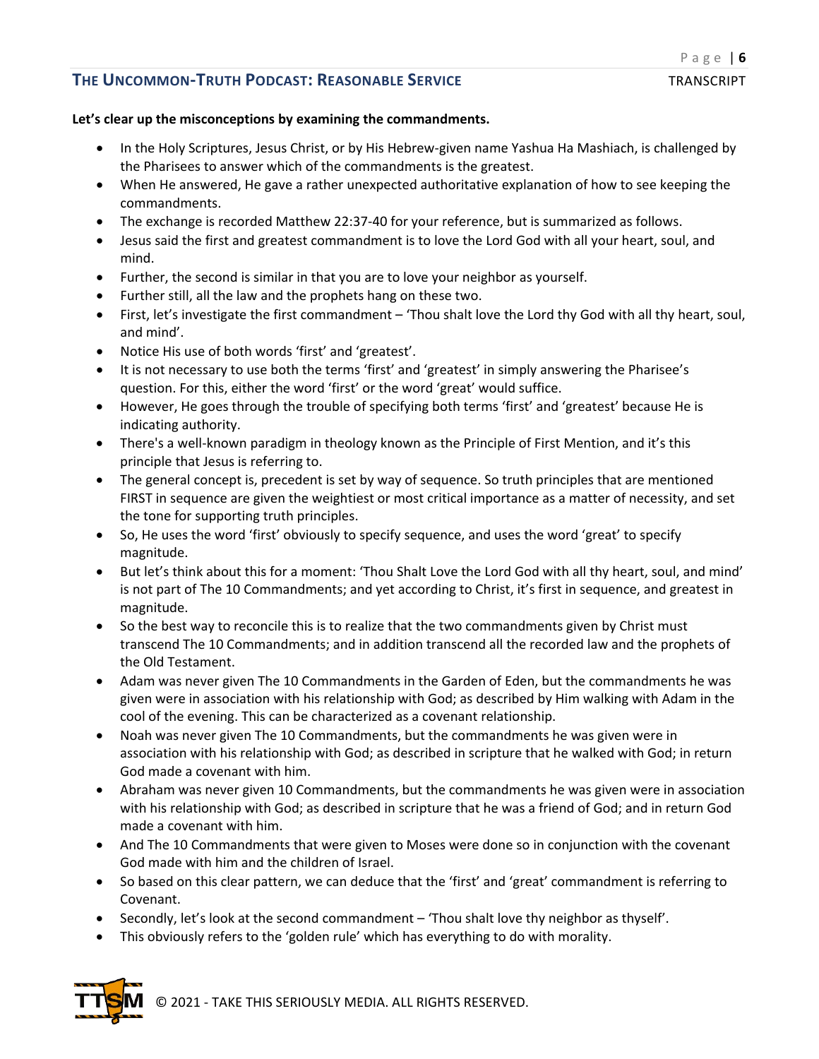**Let's clear up the misconceptions by examining the commandments.**

- In the Holy Scriptures, Jesus Christ, or by His Hebrew-given name Yashua Ha Mashiach, is challenged by the Pharisees to answer which of the commandments is the greatest.
- When He answered, He gave a rather unexpected authoritative explanation of how to see keeping the commandments.
- The exchange is recorded Matthew 22:37-40 for your reference, but is summarized as follows.
- Jesus said the first and greatest commandment is to love the Lord God with all your heart, soul, and mind.
- Further, the second is similar in that you are to love your neighbor as yourself.
- Further still, all the law and the prophets hang on these two.
- First, let's investigate the first commandment – 'Thou shalt love the Lord thy God with all thy heart, soul, and mind'.
- Notice His use of both words 'first' and 'greatest'.
- It is not necessary to use both the terms 'first' and 'greatest' in simply answering the Pharisee's question. For this, either the word 'first' or the word 'great' would suffice.
- However, He goes through the trouble of specifying both terms 'first' and 'greatest' because He is indicating authority.
- There's a well-known paradigm in theology known as the Principle of First Mention, and it's this principle that Jesus is referring to.
- The general concept is, precedent is set by way of sequence. So truth principles that are mentioned FIRST in sequence are given the weightiest or most critical importance as a matter of necessity, and set the tone for supporting truth principles.
- So, He uses the word 'first' obviously to specify sequence, and uses the word 'great' to specify magnitude.
- But let's think about this for a moment: 'Thou Shalt Love the Lord God with all thy heart, soul, and mind' is not part of The 10 Commandments; and yet according to Christ, it's first in sequence, and greatest in magnitude.
- So the best way to reconcile this is to realize that the two commandments given by Christ must transcend The 10 Commandments; and in addition transcend all the recorded law and the prophets of the Old Testament.
- Adam was never given The 10 Commandments in the Garden of Eden, but the commandments he was given were in association with his relationship with God; as described by Him walking with Adam in the cool of the evening. This can be characterized as a covenant relationship.
- Noah was never given The 10 Commandments, but the commandments he was given were in association with his relationship with God; as described in scripture that he walked with God; in return God made a covenant with him.
- Abraham was never given 10 Commandments, but the commandments he was given were in association with his relationship with God; as described in scripture that he was a friend of God; and in return God made a covenant with him.
- And The 10 Commandments that were given to Moses were done so in conjunction with the covenant God made with him and the children of Israel.
- So based on this clear pattern, we can deduce that the 'first' and 'great' commandment is referring to Covenant.
- Secondly, let's look at the second commandment – 'Thou shalt love thy neighbor as thyself'.
- This obviously refers to the 'golden rule' which has everything to do with morality.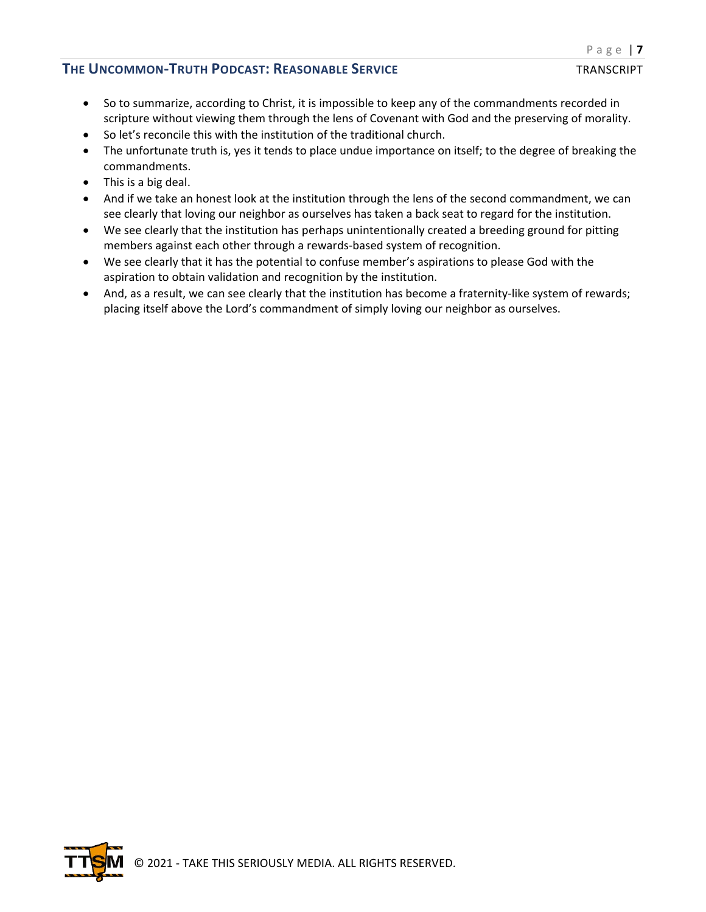- So to summarize, according to Christ, it is impossible to keep any of the commandments recorded in scripture without viewing them through the lens of Covenant with God and the preserving of morality.
- So let's reconcile this with the institution of the traditional church.
- The unfortunate truth is, yes it tends to place undue importance on itself; to the degree of breaking the commandments.
- This is a big deal.
- And if we take an honest look at the institution through the lens of the second commandment, we can see clearly that loving our neighbor as ourselves has taken a back seat to regard for the institution.
- We see clearly that the institution has perhaps unintentionally created a breeding ground for pitting members against each other through a rewards-based system of recognition.
- We see clearly that it has the potential to confuse member's aspirations to please God with the aspiration to obtain validation and recognition by the institution.
- And, as a result, we can see clearly that the institution has become a fraternity-like system of rewards; placing itself above the Lord's commandment of simply loving our neighbor as ourselves.